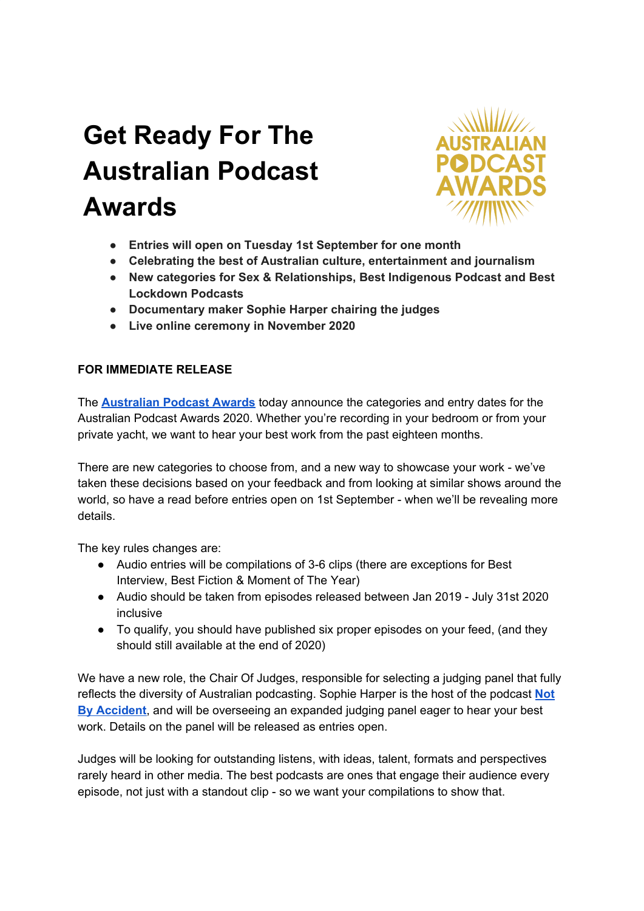# Get Ready For The Australian Podcast Awards

- **Entries will open on Tuesday 1st September for one month**
- **Celebrating the best of Australian culture, entertainment and journalism**
- **New categories for Sex & Relationships, Best Indigenous Podcast and Best Lockdown Podcasts**
- **Documentary maker Sophie Harper chairing the judges**
- **Live online ceremony in November 2020**

**FOR IMMEDIATE RELEASE**

The **Australian Podcast Awards** today announce the categories and entry dates for the Australian Podcast Awards 2020. Whether you're recording in your bedroom or from your private yacht, we want to hear your best work from the past eighteen months.

There are new categories to choose from, and a new way to showcase your work - we've taken these decisions based on your feedback and from looking at similar shows around the world, so have a read before entries open on 1st September - when we'll be revealing more details.

The key rules changes are:

- Audio entries will be compilations of 3-6 clips (there are exceptions for Best Interview, Best Fiction & Moment of The Year)
- Audio should be taken from episodes released between Jan 2019 - July 31st 2020 inclusive
- To qualify, you should have published six proper episodes on your feed, (and they should still available at the end of 2020)

We have a new role, the Chair Of Judges, responsible for selecting a judging panel that fully reflects the diversity of Australian podcasting. Sophie Harper is the host of the podcast **Not By Accident**, and will be overseeing an expanded judging panel eager to hear your best work. Details on the panel will be released as entries open.

Judges will be looking for outstanding listens, with ideas, talent, formats and perspectives rarely heard in other media. The best podcasts are ones that engage their audience every episode, not just with a standout clip - so we want your compilations to show that.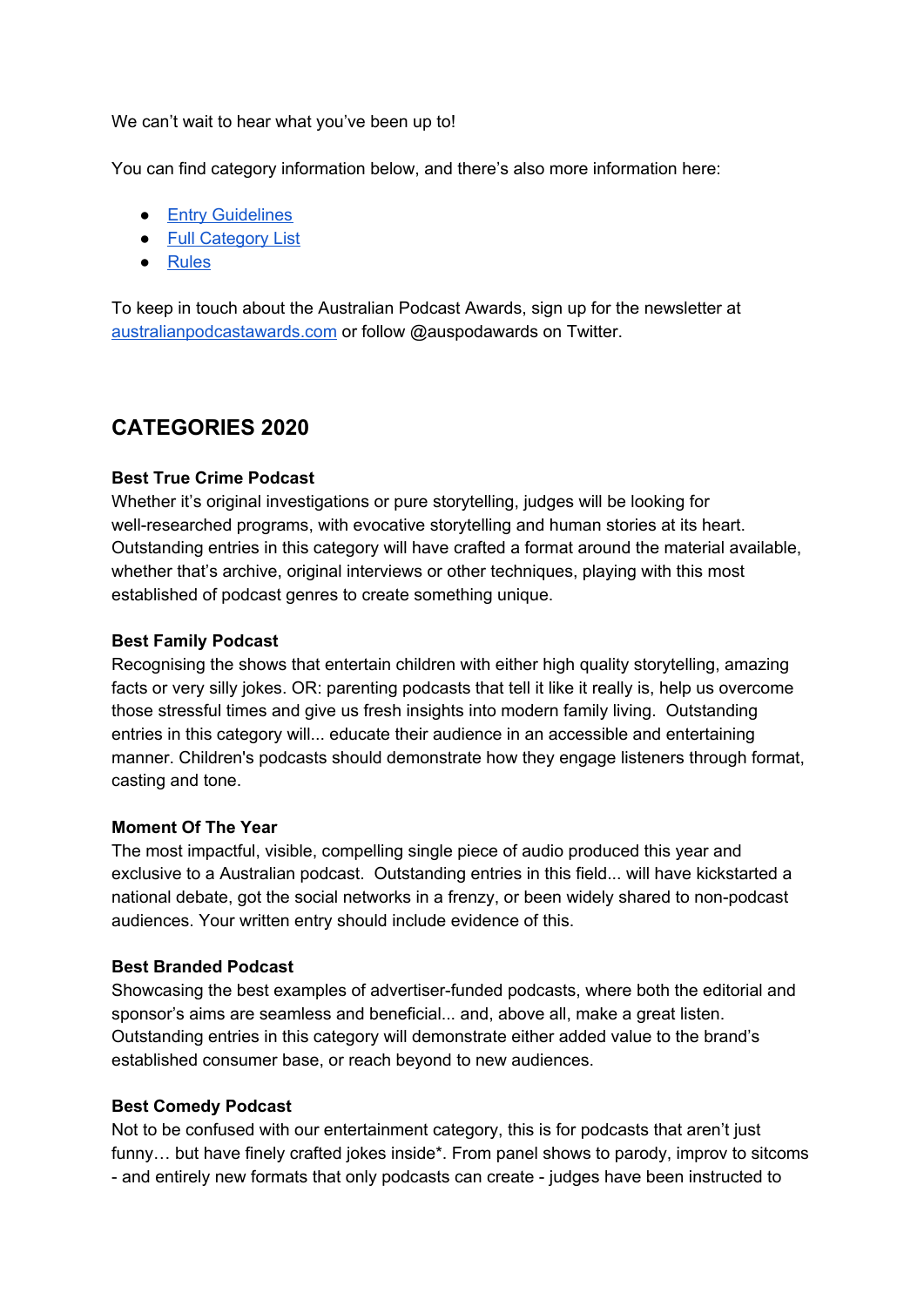We can't wait to hear what you've been up to!

You can find category information below, and there's also more information here:

- [Entry Guidelines]
- [Full Category List]
- [Rules]

To keep in touch about the Australian Podcast Awards, sign up for the newsletter at australianpodcastawards.com or follow @auspodawards on Twitter.

## CATEGORIES 2020

**Best True Crime Podcast**
Whether it's original investigations or pure storytelling, judges will be looking for well-researched programs, with evocative storytelling and human stories at its heart. Outstanding entries in this category will have crafted a format around the material available, whether that's archive, original interviews or other techniques, playing with this most established of podcast genres to create something unique.

**Best Family Podcast**
Recognising the shows that entertain children with either high quality storytelling, amazing facts or very silly jokes. OR: parenting podcasts that tell it like it really is, help us overcome those stressful times and give us fresh insights into modern family living. Outstanding entries in this category will... educate their audience in an accessible and entertaining manner. Children's podcasts should demonstrate how they engage listeners through format, casting and tone.

**Moment Of The Year**
The most impactful, visible, compelling single piece of audio produced this year and exclusive to a Australian podcast. Outstanding entries in this field... will have kickstarted a national debate, got the social networks in a frenzy, or been widely shared to non-podcast audiences. Your written entry should include evidence of this.

**Best Branded Podcast**
Showcasing the best examples of advertiser-funded podcasts, where both the editorial and sponsor's aims are seamless and beneficial... and, above all, make a great listen. Outstanding entries in this category will demonstrate either added value to the brand's established consumer base, or reach beyond to new audiences.

**Best Comedy Podcast**
Not to be confused with our entertainment category, this is for podcasts that aren't just funny… but have finely crafted jokes inside*. From panel shows to parody, improv to sitcoms - and entirely new formats that only podcasts can create - judges have been instructed to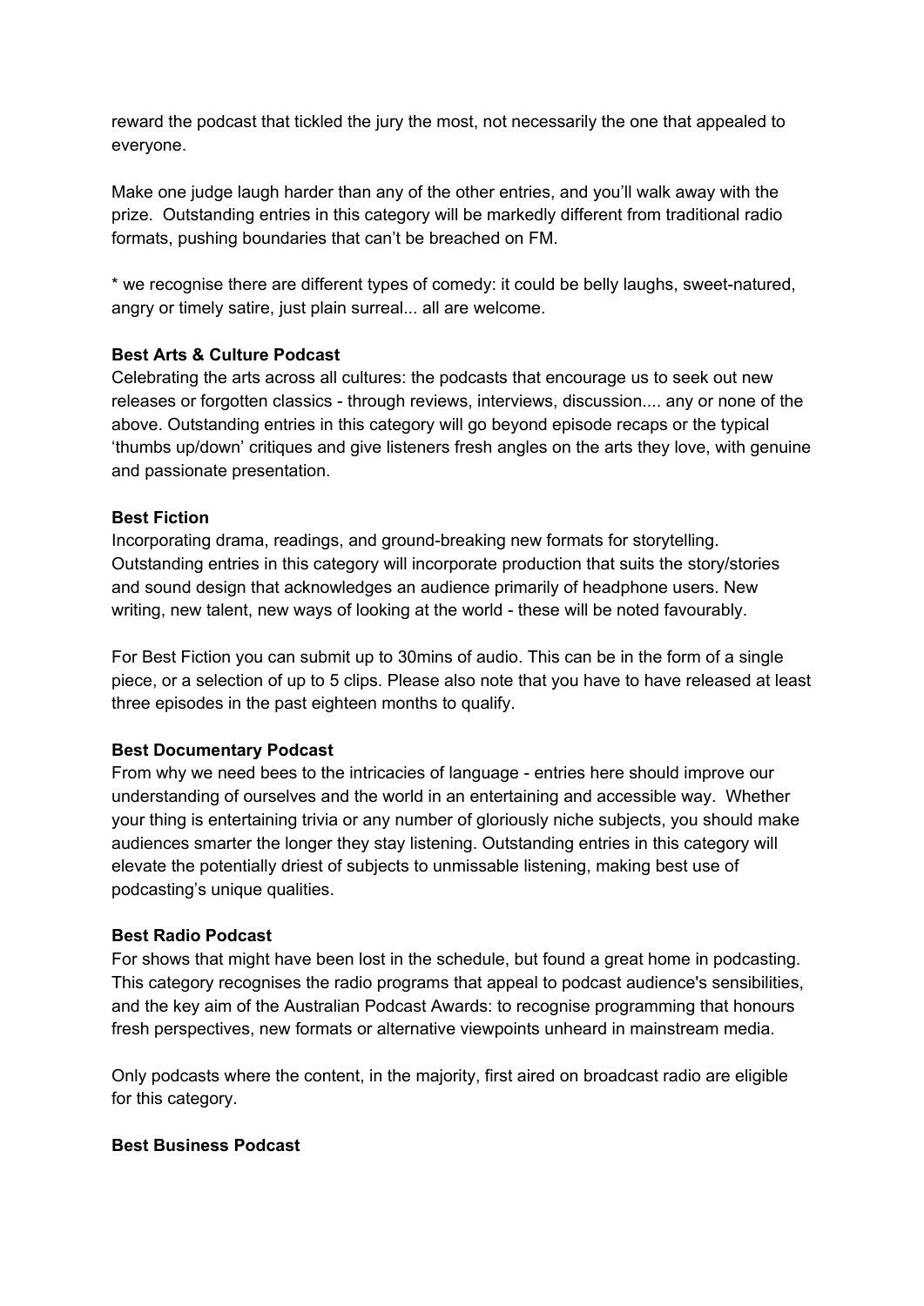reward the podcast that tickled the jury the most, not necessarily the one that appealed to everyone.

Make one judge laugh harder than any of the other entries, and you'll walk away with the prize. Outstanding entries in this category will be markedly different from traditional radio formats, pushing boundaries that can't be breached on FM.

* we recognise there are different types of comedy: it could be belly laughs, sweet-natured, angry or timely satire, just plain surreal... all are welcome.

**Best Arts & Culture Podcast**

Celebrating the arts across all cultures: the podcasts that encourage us to seek out new releases or forgotten classics - through reviews, interviews, discussion.... any or none of the above. Outstanding entries in this category will go beyond episode recaps or the typical 'thumbs up/down' critiques and give listeners fresh angles on the arts they love, with genuine and passionate presentation.

**Best Fiction**

Incorporating drama, readings, and ground-breaking new formats for storytelling. Outstanding entries in this category will incorporate production that suits the story/stories and sound design that acknowledges an audience primarily of headphone users. New writing, new talent, new ways of looking at the world - these will be noted favourably.

For Best Fiction you can submit up to 30mins of audio. This can be in the form of a single piece, or a selection of up to 5 clips. Please also note that you have to have released at least three episodes in the past eighteen months to qualify.

**Best Documentary Podcast**

From why we need bees to the intricacies of language - entries here should improve our understanding of ourselves and the world in an entertaining and accessible way. Whether your thing is entertaining trivia or any number of gloriously niche subjects, you should make audiences smarter the longer they stay listening. Outstanding entries in this category will elevate the potentially driest of subjects to unmissable listening, making best use of podcasting's unique qualities.

**Best Radio Podcast**

For shows that might have been lost in the schedule, but found a great home in podcasting. This category recognises the radio programs that appeal to podcast audience's sensibilities, and the key aim of the Australian Podcast Awards: to recognise programming that honours fresh perspectives, new formats or alternative viewpoints unheard in mainstream media.

Only podcasts where the content, in the majority, first aired on broadcast radio are eligible for this category.

**Best Business Podcast**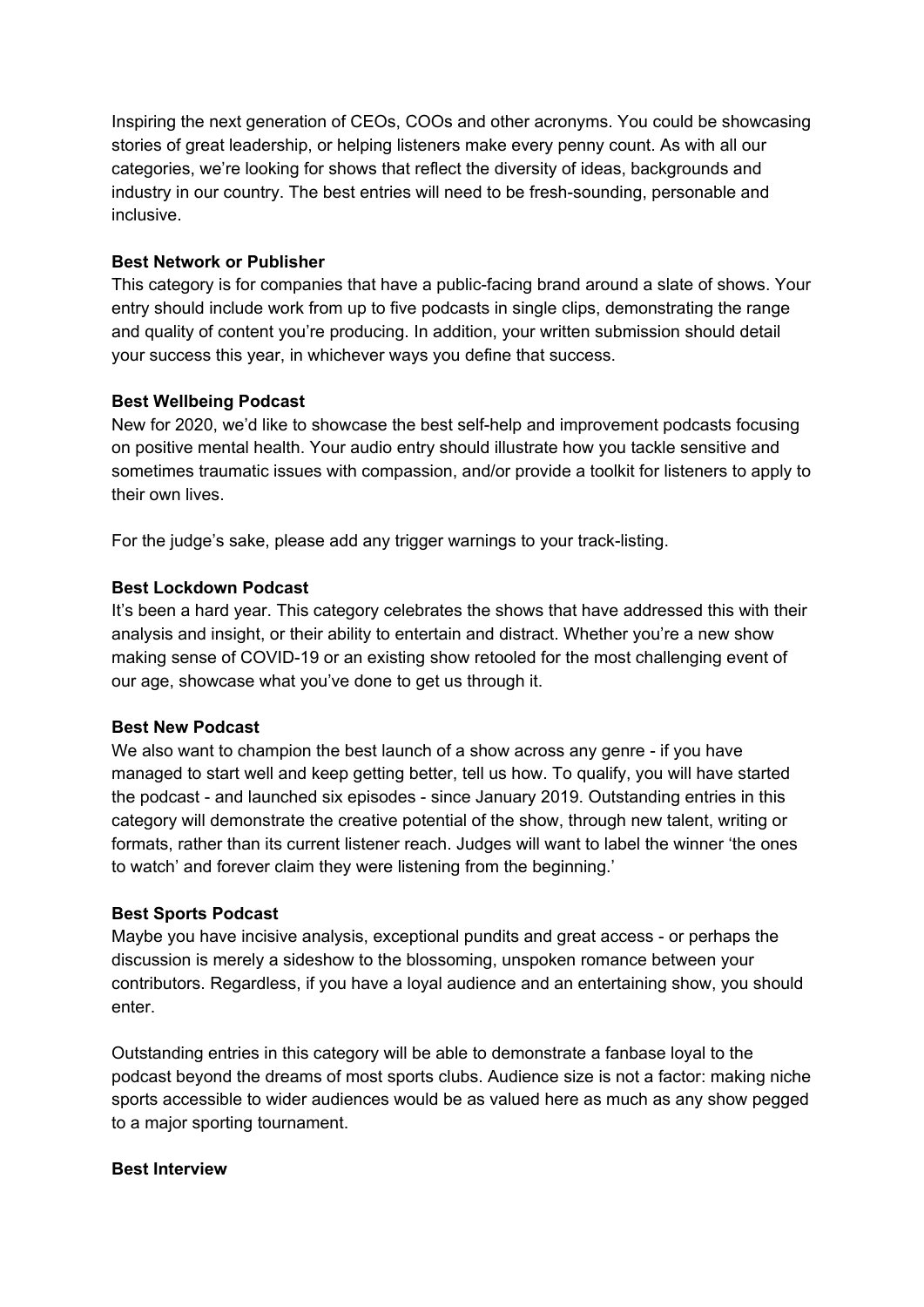Inspiring the next generation of CEOs, COOs and other acronyms. You could be showcasing stories of great leadership, or helping listeners make every penny count. As with all our categories, we're looking for shows that reflect the diversity of ideas, backgrounds and industry in our country. The best entries will need to be fresh-sounding, personable and inclusive.

**Best Network or Publisher**

This category is for companies that have a public-facing brand around a slate of shows. Your entry should include work from up to five podcasts in single clips, demonstrating the range and quality of content you're producing. In addition, your written submission should detail your success this year, in whichever ways you define that success.

**Best Wellbeing Podcast**

New for 2020, we'd like to showcase the best self-help and improvement podcasts focusing on positive mental health. Your audio entry should illustrate how you tackle sensitive and sometimes traumatic issues with compassion, and/or provide a toolkit for listeners to apply to their own lives.

For the judge's sake, please add any trigger warnings to your track-listing.

**Best Lockdown Podcast**

It's been a hard year. This category celebrates the shows that have addressed this with their analysis and insight, or their ability to entertain and distract. Whether you're a new show making sense of COVID-19 or an existing show retooled for the most challenging event of our age, showcase what you've done to get us through it.

**Best New Podcast**

We also want to champion the best launch of a show across any genre - if you have managed to start well and keep getting better, tell us how. To qualify, you will have started the podcast - and launched six episodes - since January 2019. Outstanding entries in this category will demonstrate the creative potential of the show, through new talent, writing or formats, rather than its current listener reach. Judges will want to label the winner 'the ones to watch' and forever claim they were listening from the beginning.'

**Best Sports Podcast**

Maybe you have incisive analysis, exceptional pundits and great access - or perhaps the discussion is merely a sideshow to the blossoming, unspoken romance between your contributors. Regardless, if you have a loyal audience and an entertaining show, you should enter.

Outstanding entries in this category will be able to demonstrate a fanbase loyal to the podcast beyond the dreams of most sports clubs. Audience size is not a factor: making niche sports accessible to wider audiences would be as valued here as much as any show pegged to a major sporting tournament.

**Best Interview**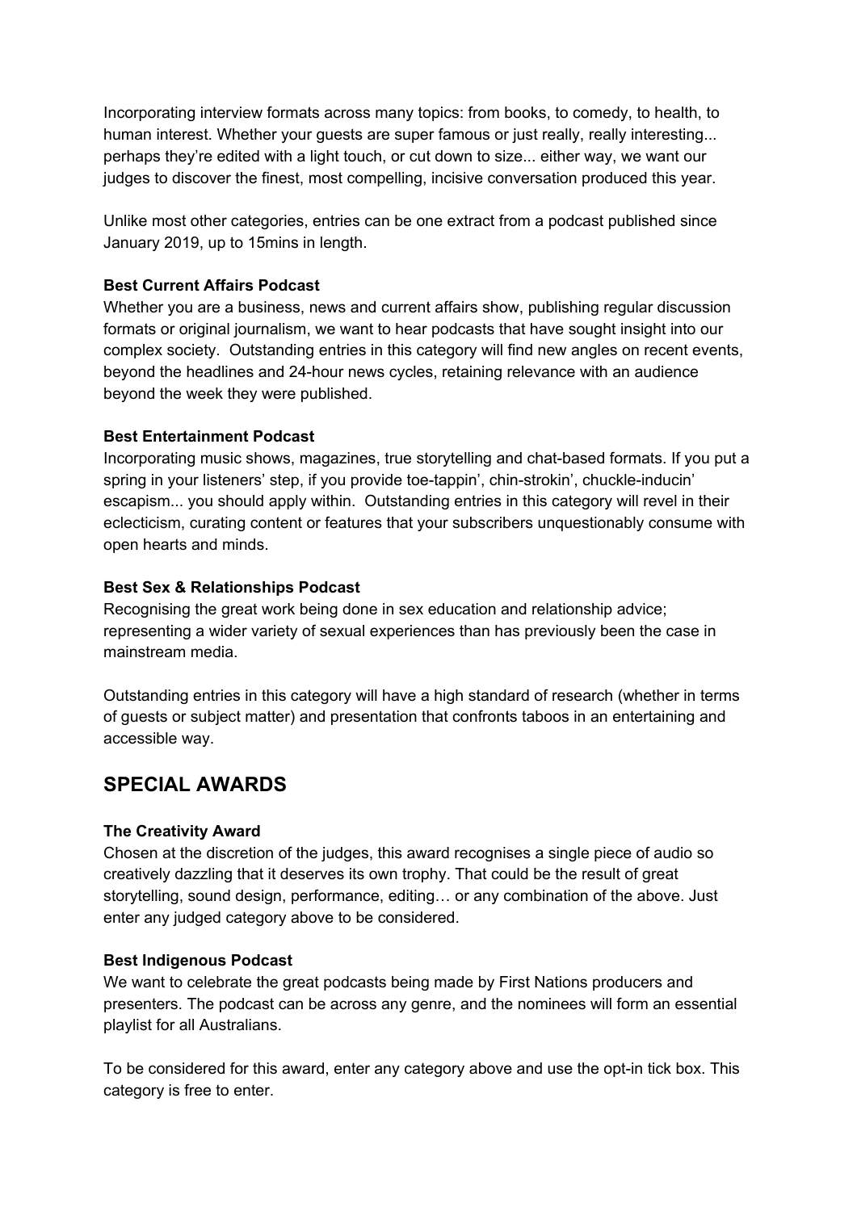Incorporating interview formats across many topics: from books, to comedy, to health, to human interest. Whether your guests are super famous or just really, really interesting... perhaps they're edited with a light touch, or cut down to size... either way, we want our judges to discover the finest, most compelling, incisive conversation produced this year.

Unlike most other categories, entries can be one extract from a podcast published since January 2019, up to 15mins in length.

**Best Current Affairs Podcast**

Whether you are a business, news and current affairs show, publishing regular discussion formats or original journalism, we want to hear podcasts that have sought insight into our complex society. Outstanding entries in this category will find new angles on recent events, beyond the headlines and 24-hour news cycles, retaining relevance with an audience beyond the week they were published.

**Best Entertainment Podcast**

Incorporating music shows, magazines, true storytelling and chat-based formats. If you put a spring in your listeners' step, if you provide toe-tappin', chin-strokin', chuckle-inducin' escapism... you should apply within. Outstanding entries in this category will revel in their eclecticism, curating content or features that your subscribers unquestionably consume with open hearts and minds.

**Best Sex & Relationships Podcast**

Recognising the great work being done in sex education and relationship advice; representing a wider variety of sexual experiences than has previously been the case in mainstream media.

Outstanding entries in this category will have a high standard of research (whether in terms of guests or subject matter) and presentation that confronts taboos in an entertaining and accessible way.

## SPECIAL AWARDS

**The Creativity Award**

Chosen at the discretion of the judges, this award recognises a single piece of audio so creatively dazzling that it deserves its own trophy. That could be the result of great storytelling, sound design, performance, editing… or any combination of the above. Just enter any judged category above to be considered.

**Best Indigenous Podcast**

We want to celebrate the great podcasts being made by First Nations producers and presenters. The podcast can be across any genre, and the nominees will form an essential playlist for all Australians.

To be considered for this award, enter any category above and use the opt-in tick box. This category is free to enter.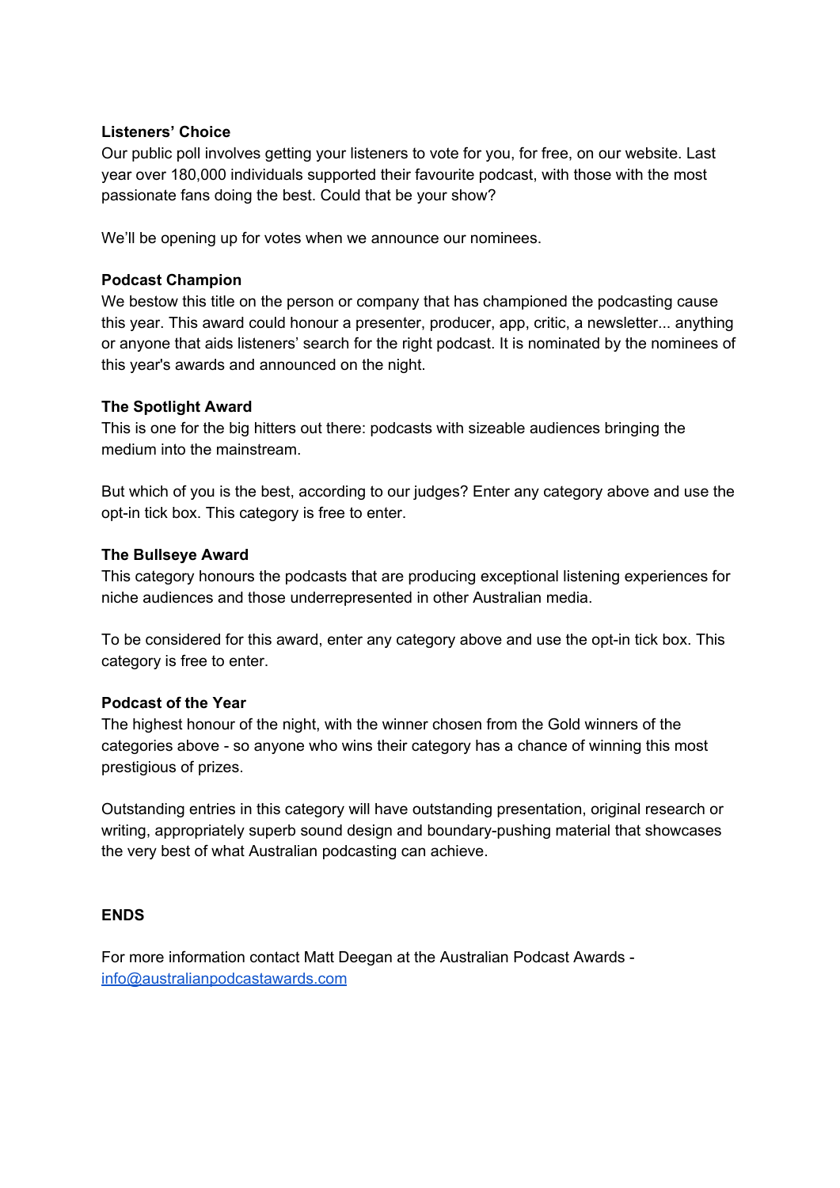**Listeners' Choice**
Our public poll involves getting your listeners to vote for you, for free, on our website. Last year over 180,000 individuals supported their favourite podcast, with those with the most passionate fans doing the best. Could that be your show?

We'll be opening up for votes when we announce our nominees.

**Podcast Champion**
We bestow this title on the person or company that has championed the podcasting cause this year. This award could honour a presenter, producer, app, critic, a newsletter... anything or anyone that aids listeners' search for the right podcast. It is nominated by the nominees of this year's awards and announced on the night.

**The Spotlight Award**
This is one for the big hitters out there: podcasts with sizeable audiences bringing the medium into the mainstream.

But which of you is the best, according to our judges? Enter any category above and use the opt-in tick box. This category is free to enter.

**The Bullseye Award**
This category honours the podcasts that are producing exceptional listening experiences for niche audiences and those underrepresented in other Australian media.

To be considered for this award, enter any category above and use the opt-in tick box. This category is free to enter.

**Podcast of the Year**
The highest honour of the night, with the winner chosen from the Gold winners of the categories above - so anyone who wins their category has a chance of winning this most prestigious of prizes.

Outstanding entries in this category will have outstanding presentation, original research or writing, appropriately superb sound design and boundary-pushing material that showcases the very best of what Australian podcasting can achieve.

**ENDS**

For more information contact Matt Deegan at the Australian Podcast Awards - [info@australianpodcastawards.com](mailto:info@australianpodcastawards.com)